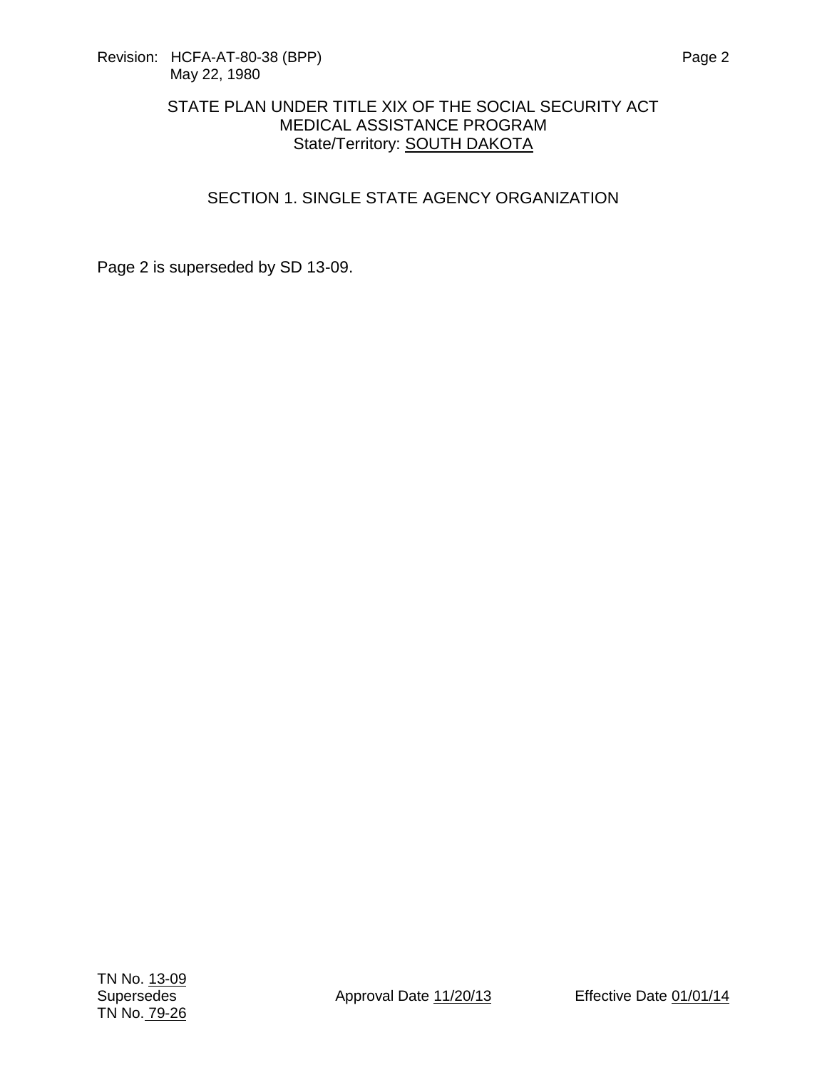Revision: HCFA-AT-80-38 (BPP)
May 22, 1980

STATE PLAN UNDER TITLE XIX OF THE SOCIAL SECURITY ACT
MEDICAL ASSISTANCE PROGRAM
State/Territory: SOUTH DAKOTA

## SECTION 1. SINGLE STATE AGENCY ORGANIZATION

Page 2 is superseded by SD 13-09.

TN No. 13-09
Supersedes
TN No. 79-26

Approval Date 11/20/13

Effective Date 01/01/14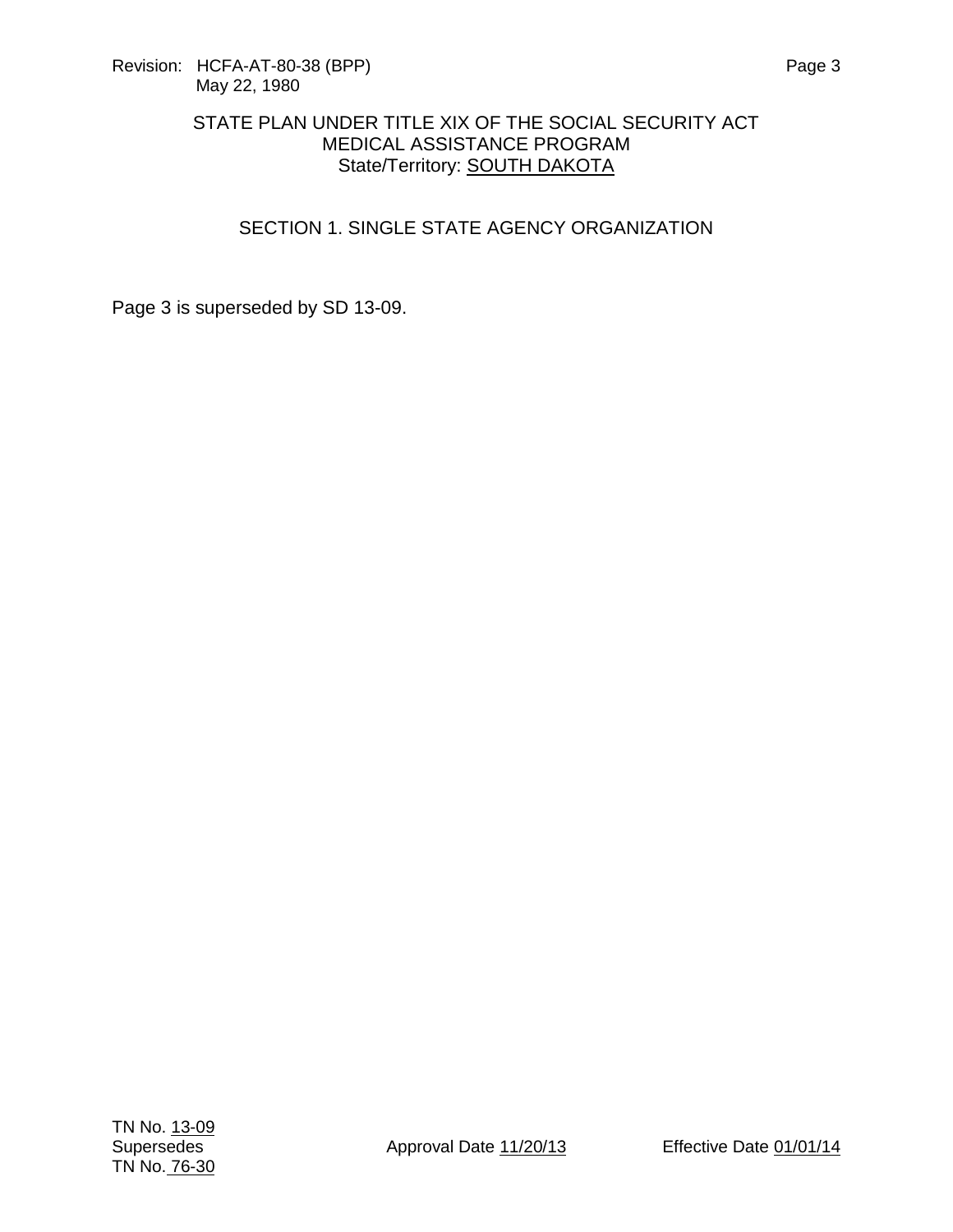STATE PLAN UNDER TITLE XIX OF THE SOCIAL SECURITY ACT
MEDICAL ASSISTANCE PROGRAM
State/Territory: SOUTH DAKOTA

## SECTION 1. SINGLE STATE AGENCY ORGANIZATION

Page 3 is superseded by SD 13-09.

TN No. 13-09
Supersedes
TN No. 76-30

Approval Date 11/20/13

Effective Date 01/01/14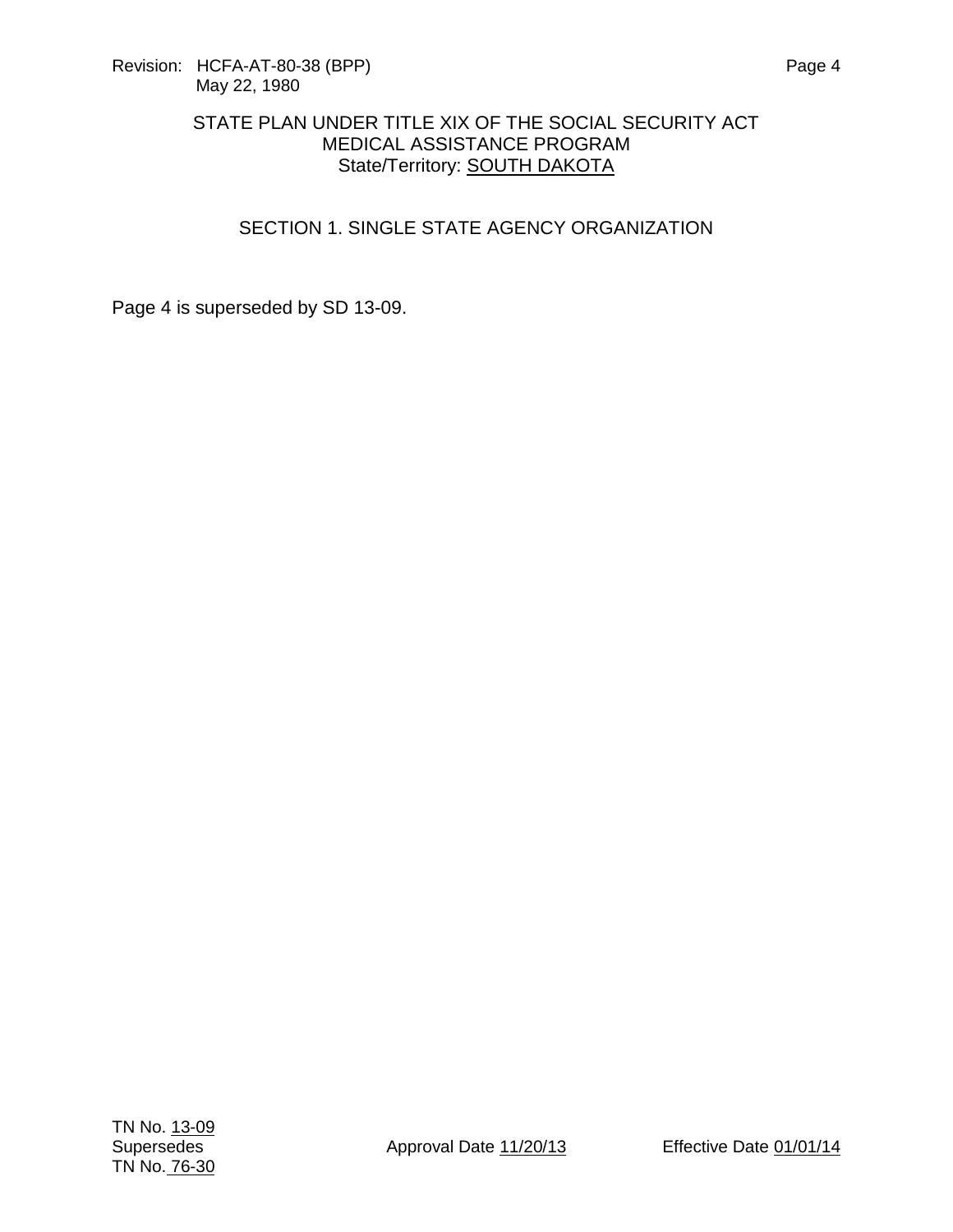Revision: HCFA-AT-80-38 (BPP)
May 22, 1980

STATE PLAN UNDER TITLE XIX OF THE SOCIAL SECURITY ACT
MEDICAL ASSISTANCE PROGRAM
State/Territory: SOUTH DAKOTA

## SECTION 1. SINGLE STATE AGENCY ORGANIZATION

Page 4 is superseded by SD 13-09.

TN No. 13-09
Supersedes
TN No. 76-30

Approval Date 11/20/13

Effective Date 01/01/14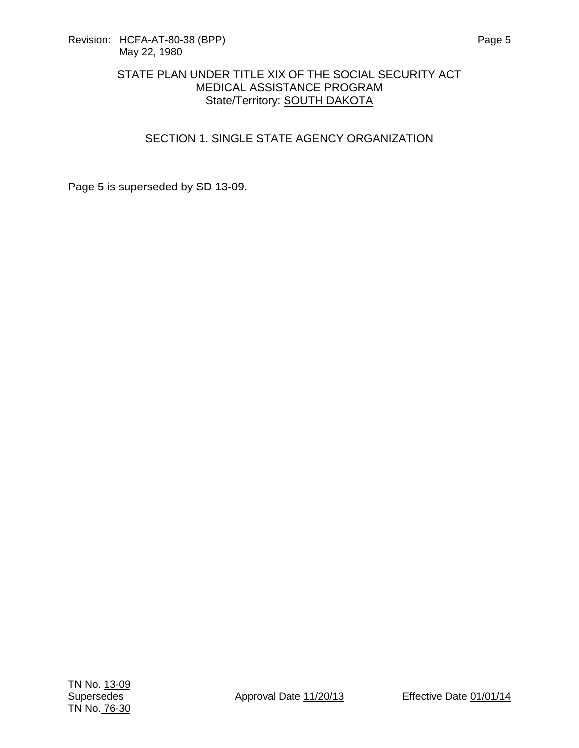Revision: HCFA-AT-80-38 (BPP)
May 22, 1980

STATE PLAN UNDER TITLE XIX OF THE SOCIAL SECURITY ACT
MEDICAL ASSISTANCE PROGRAM
State/Territory: SOUTH DAKOTA

## SECTION 1. SINGLE STATE AGENCY ORGANIZATION

Page 5 is superseded by SD 13-09.

TN No. 13-09
Supersedes
TN No. 76-30

Approval Date 11/20/13

Effective Date 01/01/14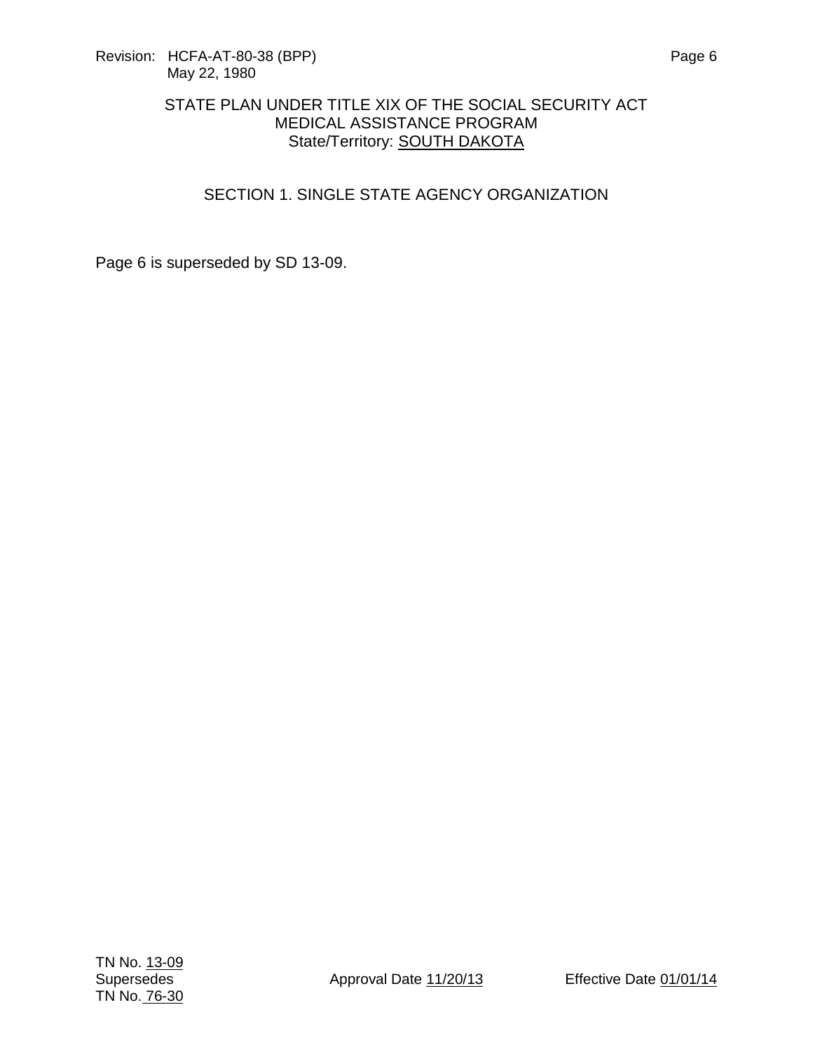Revision: HCFA-AT-80-38 (BPP)
May 22, 1980

STATE PLAN UNDER TITLE XIX OF THE SOCIAL SECURITY ACT
MEDICAL ASSISTANCE PROGRAM
State/Territory: SOUTH DAKOTA

## SECTION 1. SINGLE STATE AGENCY ORGANIZATION

Page 6 is superseded by SD 13-09.

TN No. 13-09
Supersedes
TN No. 76-30

Approval Date 11/20/13

Effective Date 01/01/14